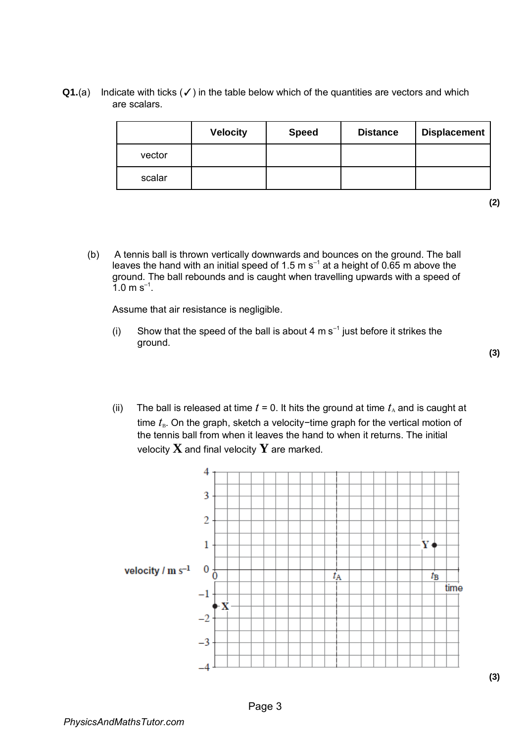**Q1.**(a) Indicate with ticks (✓) in the table below which of the quantities are vectors and which are scalars.

| | Velocity | Speed | Distance | Displacement |
|---|---|---|---|---|
| vector | | | | |
| scalar | | | | |

**(2)**

(b) A tennis ball is thrown vertically downwards and bounces on the ground. The ball leaves the hand with an initial speed of 1.5 m s$^{-1}$ at a height of 0.65 m above the ground. The ball rebounds and is caught when travelling upwards with a speed of 1.0 m s$^{-1}$.

Assume that air resistance is negligible.

(i) Show that the speed of the ball is about 4 m s$^{-1}$ just before it strikes the ground.

**(3)**

(ii) The ball is released at time $t$ = 0. It hits the ground at time $t_A$ and is caught at time $t_B$. On the graph, sketch a velocity−time graph for the vertical motion of the tennis ball from when it leaves the hand to when it returns. The initial velocity **X** and final velocity **Y** are marked.

velocity / m s$^{-1}$ (axis from −4 to 4); time (axis with 0, $t_A$, $t_B$ marked); point **X** at −1.5 at $t$ = 0; point **Y** at 1 at $t_B$.

**(3)**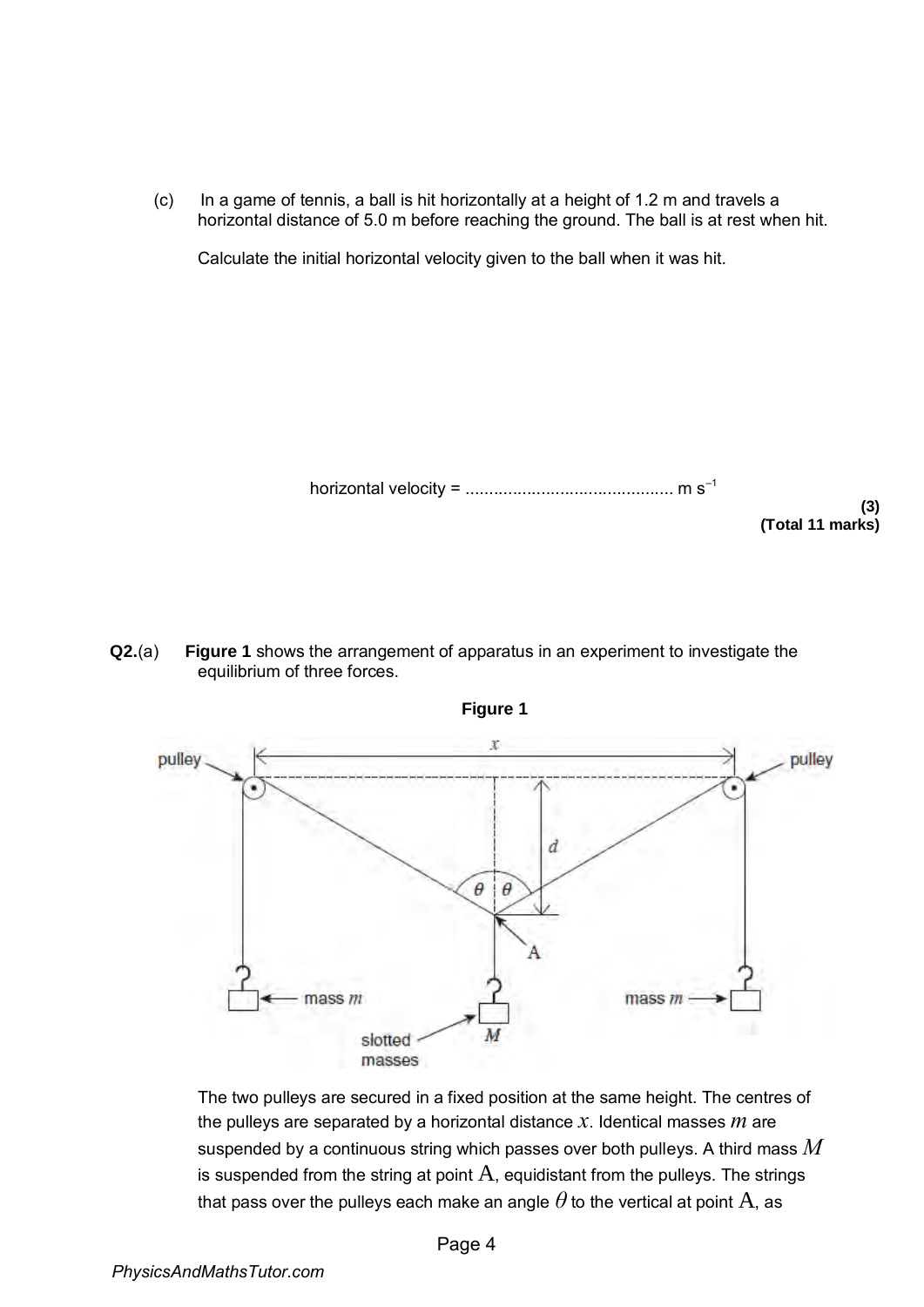(c) In a game of tennis, a ball is hit horizontally at a height of 1.2 m and travels a horizontal distance of 5.0 m before reaching the ground. The ball is at rest when hit.

Calculate the initial horizontal velocity given to the ball when it was hit.

horizontal velocity = ........................................... m s$^{-1}$

**(3)**
**(Total 11 marks)**

**Q2.**(a) **Figure 1** shows the arrangement of apparatus in an experiment to investigate the equilibrium of three forces.

**Figure 1**

The two pulleys are secured in a fixed position at the same height. The centres of the pulleys are separated by a horizontal distance $x$. Identical masses $m$ are suspended by a continuous string which passes over both pulleys. A third mass $M$ is suspended from the string at point $\mathrm{A}$, equidistant from the pulleys. The strings that pass over the pulleys each make an angle $\theta$ to the vertical at point $\mathrm{A}$, as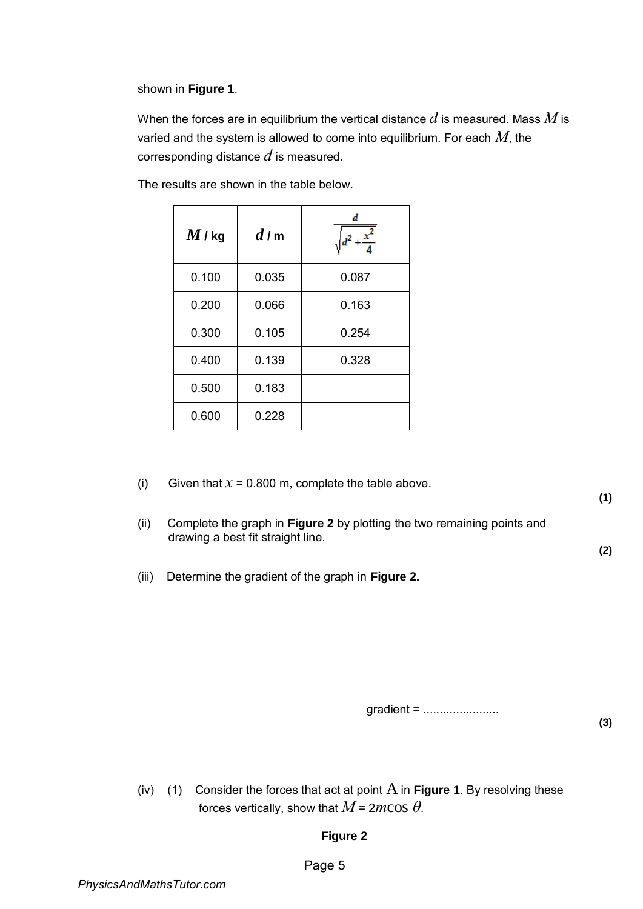shown in **Figure 1**.

When the forces are in equilibrium the vertical distance $d$ is measured. Mass $M$ is varied and the system is allowed to come into equilibrium. For each $M$, the corresponding distance $d$ is measured.

The results are shown in the table below.

| $M$ / kg | $d$ / m | $\frac{d}{\sqrt{d^2 + \frac{x^2}{4}}}$ |
|---|---|---|
| 0.100 | 0.035 | 0.087 |
| 0.200 | 0.066 | 0.163 |
| 0.300 | 0.105 | 0.254 |
| 0.400 | 0.139 | 0.328 |
| 0.500 | 0.183 | |
| 0.600 | 0.228 | |

(i) Given that $x$ = 0.800 m, complete the table above.

**(1)**

(ii) Complete the graph in **Figure 2** by plotting the two remaining points and drawing a best fit straight line.

**(2)**

(iii) Determine the gradient of the graph in **Figure 2.**

gradient = .......................

**(3)**

(iv) (1) Consider the forces that act at point A in **Figure 1**. By resolving these forces vertically, show that $M = 2m\cos\theta$.

**Figure 2**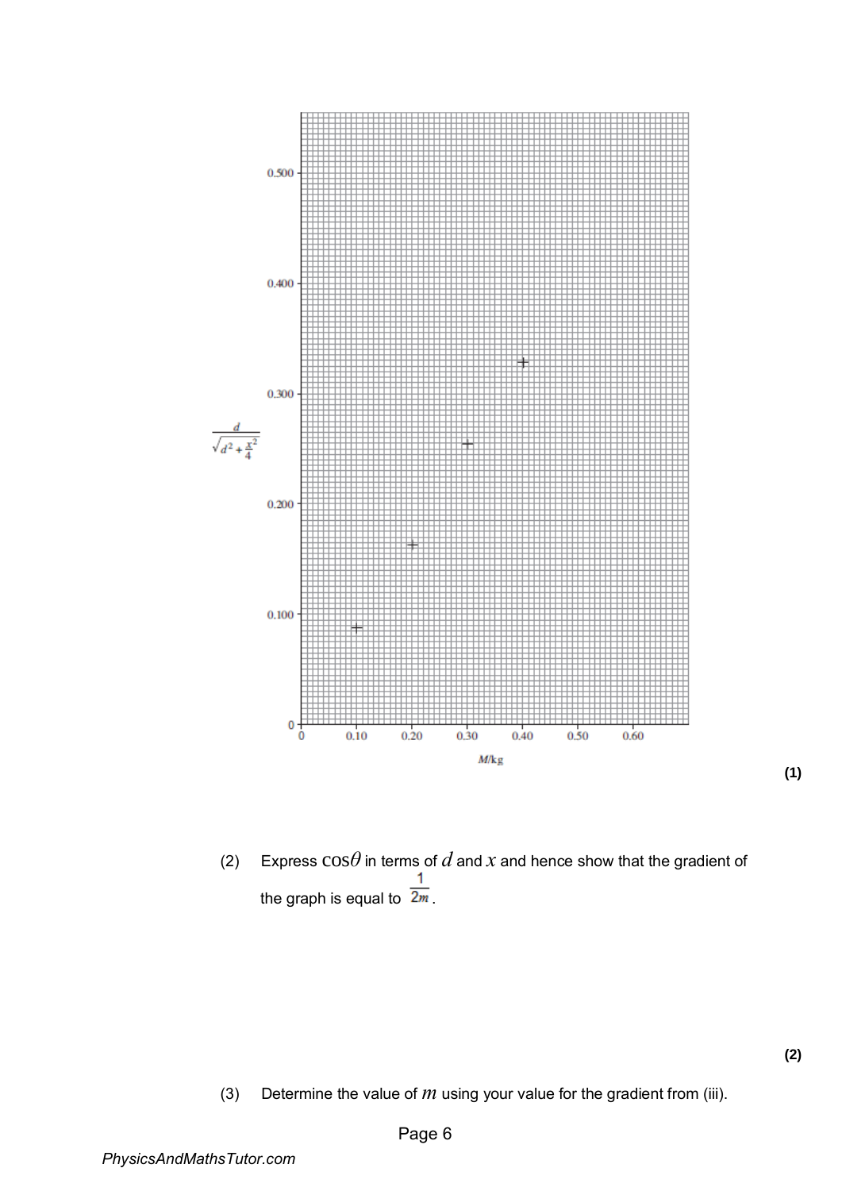(1)

(2) Express $\cos\theta$ in terms of $d$ and $x$ and hence show that the gradient of the graph is equal to $\frac{1}{2m}$.

(2)

(3) Determine the value of $m$ using your value for the gradient from (iii).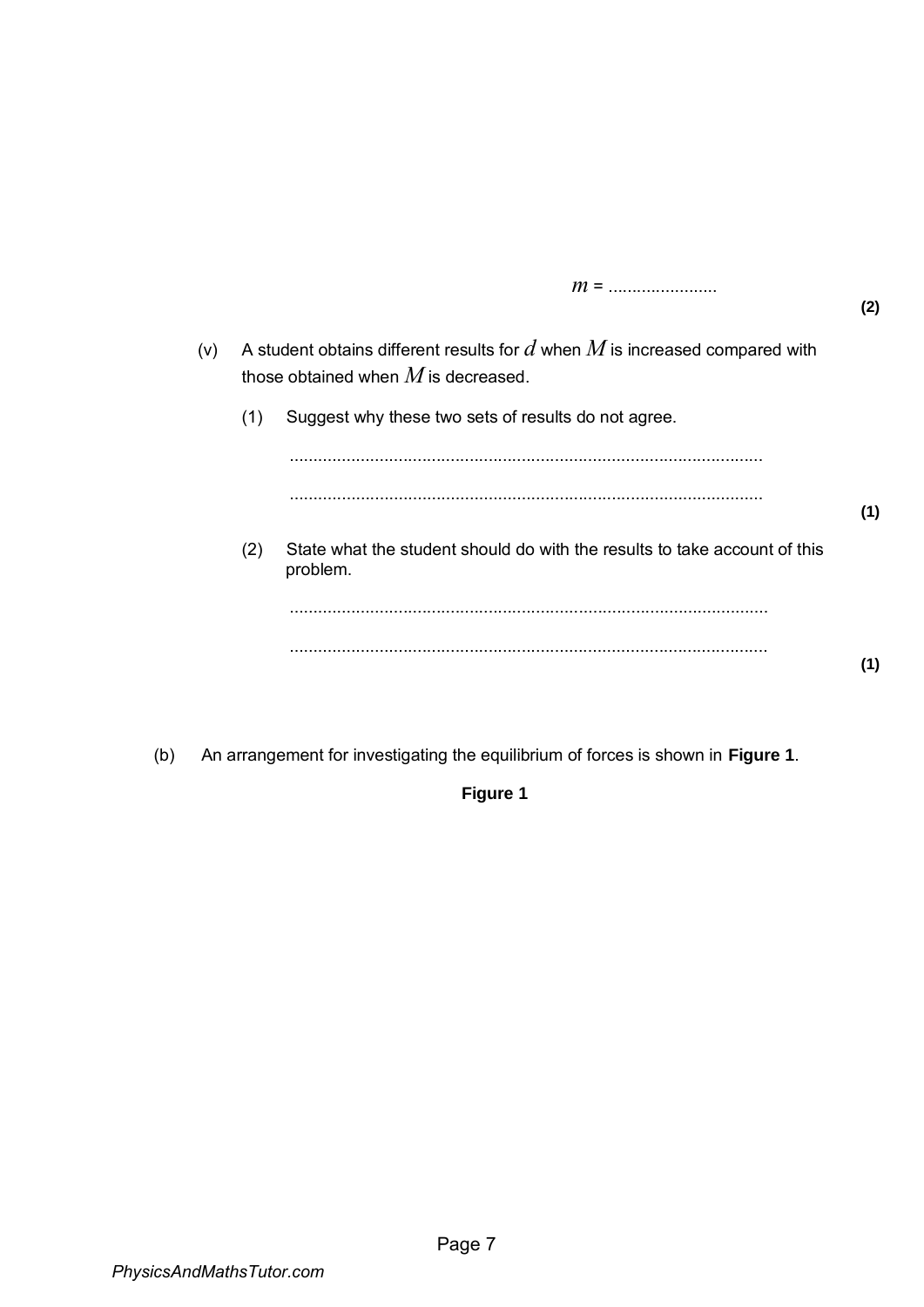$m$ = .......................

**(2)**

(v) A student obtains different results for $d$ when $M$ is increased compared with those obtained when $M$ is decreased.

(1) Suggest why these two sets of results do not agree.

....................................................................................................

....................................................................................................

**(1)**

(2) State what the student should do with the results to take account of this problem.

....................................................................................................

....................................................................................................

**(1)**

(b) An arrangement for investigating the equilibrium of forces is shown in **Figure 1**.

**Figure 1**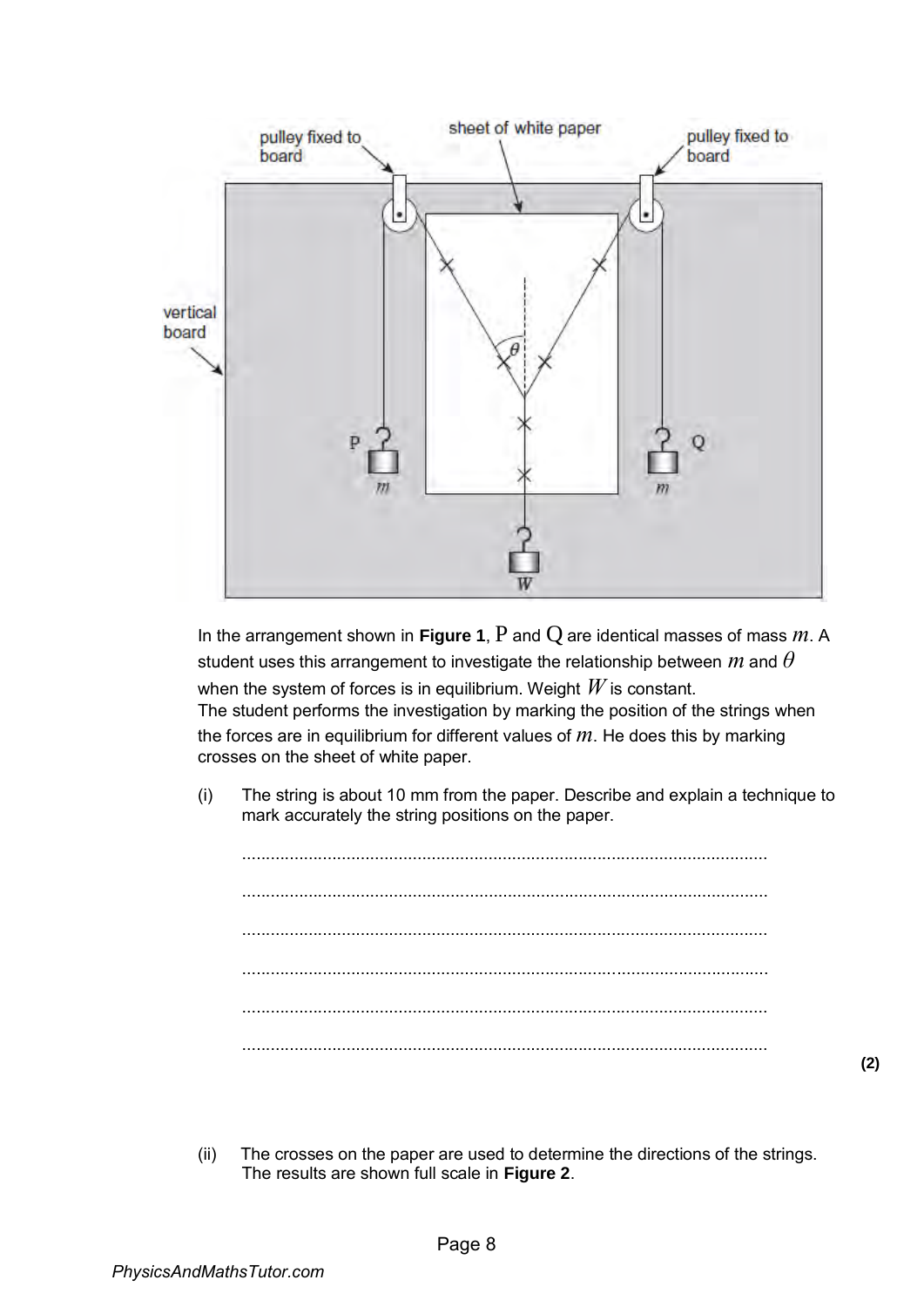In the arrangement shown in **Figure 1**, P and Q are identical masses of mass $m$. A student uses this arrangement to investigate the relationship between $m$ and $\theta$ when the system of forces is in equilibrium. Weight $W$ is constant.

The student performs the investigation by marking the position of the strings when the forces are in equilibrium for different values of $m$. He does this by marking crosses on the sheet of white paper.

(i) The string is about 10 mm from the paper. Describe and explain a technique to mark accurately the string positions on the paper.

..............................................................................................................

..............................................................................................................

..............................................................................................................

..............................................................................................................

..............................................................................................................

..............................................................................................................

**(2)**

(ii) The crosses on the paper are used to determine the directions of the strings. The results are shown full scale in **Figure 2**.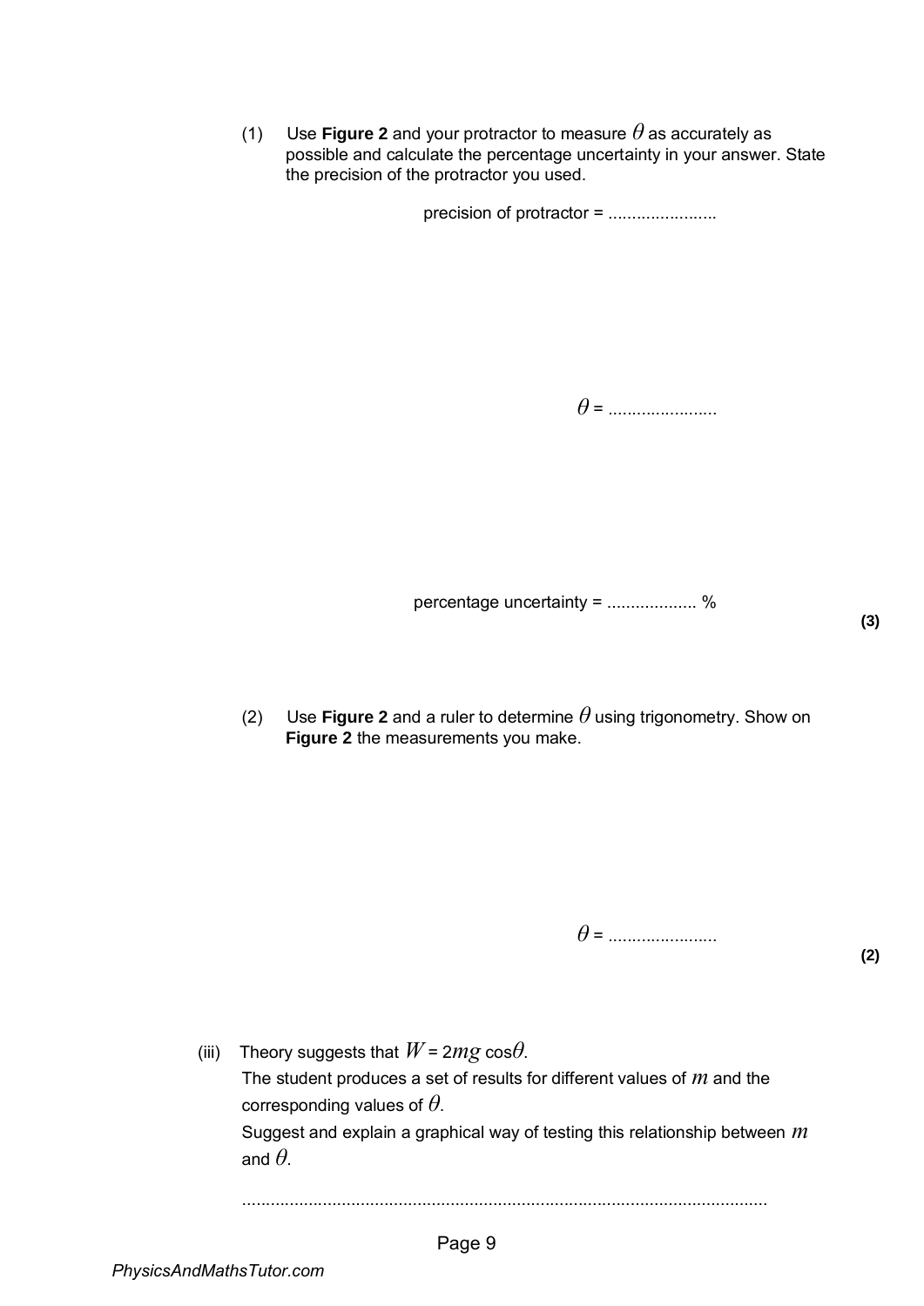(1) Use **Figure 2** and your protractor to measure $\theta$ as accurately as possible and calculate the percentage uncertainty in your answer. State the precision of the protractor you used.

precision of protractor = .......................

$\theta$ = .......................

percentage uncertainty = ................... %

**(3)**

(2) Use **Figure 2** and a ruler to determine $\theta$ using trigonometry. Show on **Figure 2** the measurements you make.

$\theta$ = .......................

**(2)**

(iii) Theory suggests that $W = 2mg\cos\theta$.

The student produces a set of results for different values of $m$ and the corresponding values of $\theta$.

Suggest and explain a graphical way of testing this relationship between $m$ and $\theta$.

...............................................................................................................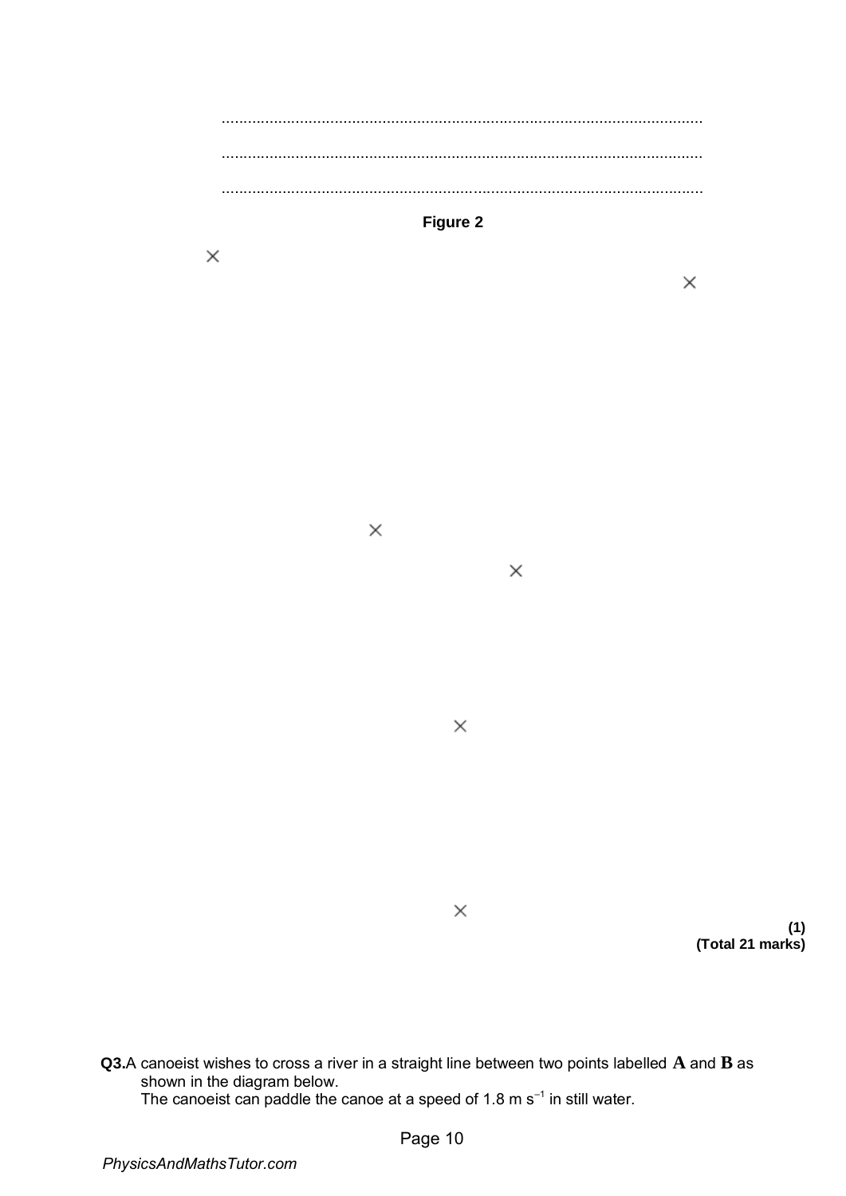...............................................................................................................

...............................................................................................................

...............................................................................................................

**Figure 2**

×

×

×

×

×

×

**(1)**
**(Total 21 marks)**

**Q3.** A canoeist wishes to cross a river in a straight line between two points labelled **A** and **B** as shown in the diagram below.
The canoeist can paddle the canoe at a speed of 1.8 m $s^{-1}$ in still water.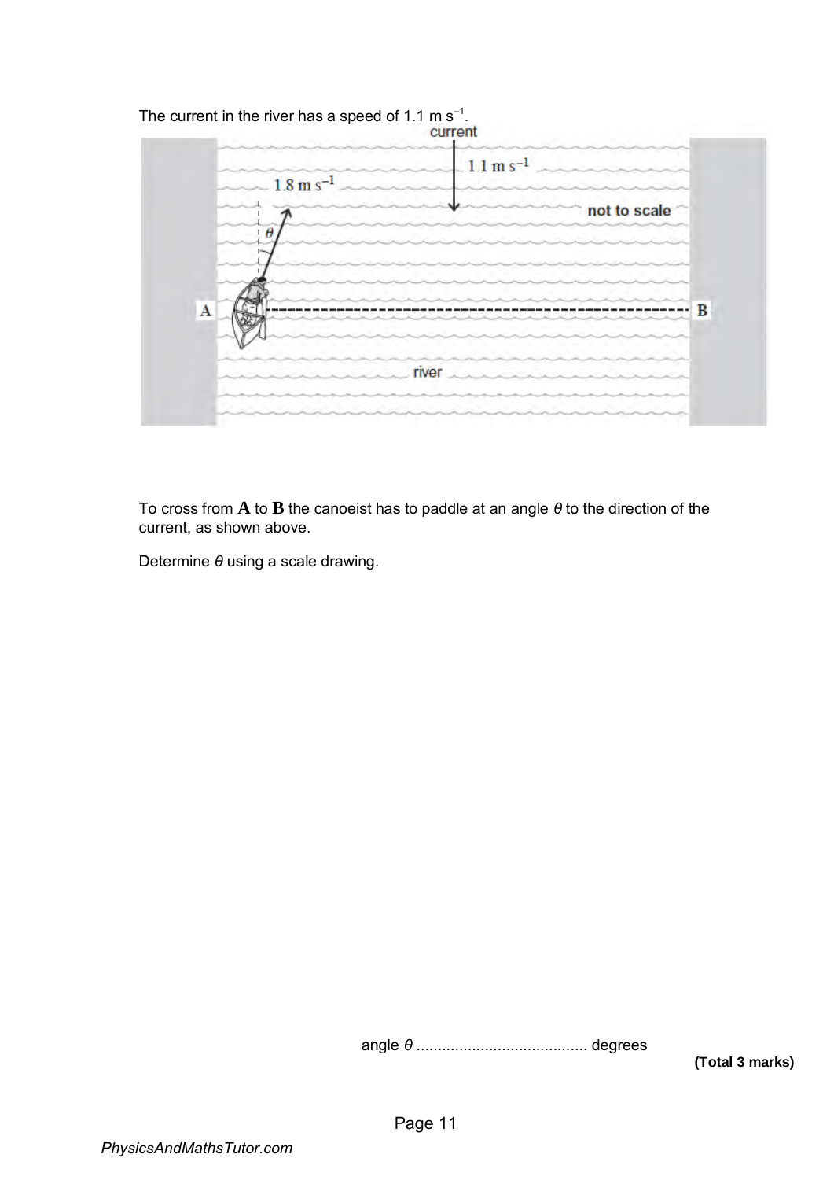The current in the river has a speed of $1.1 \text{ m s}^{-1}$.

To cross from **A** to **B** the canoeist has to paddle at an angle $\theta$ to the direction of the current, as shown above.

Determine $\theta$ using a scale drawing.

angle $\theta$ ........................................ degrees

**(Total 3 marks)**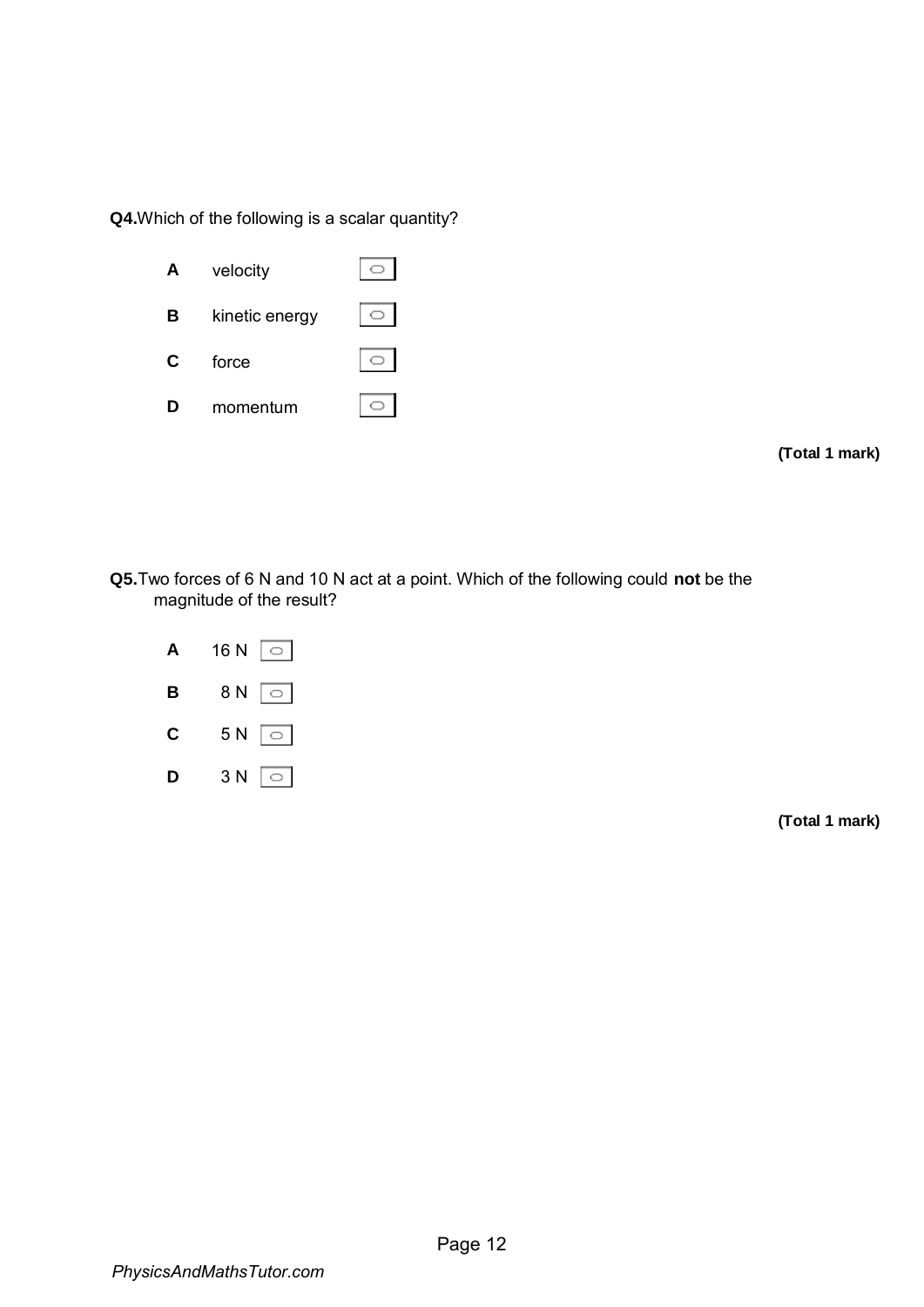**Q4.** Which of the following is a scalar quantity?

| | | |
|---|---|---|
| **A** | velocity | ☐ |
| **B** | kinetic energy | ☐ |
| **C** | force | ☐ |
| **D** | momentum | ☐ |

**(Total 1 mark)**

**Q5.** Two forces of 6 N and 10 N act at a point. Which of the following could **not** be the magnitude of the result?

| | | |
|---|---|---|
| **A** | 16 N | ☐ |
| **B** | 8 N | ☐ |
| **C** | 5 N | ☐ |
| **D** | 3 N | ☐ |

**(Total 1 mark)**